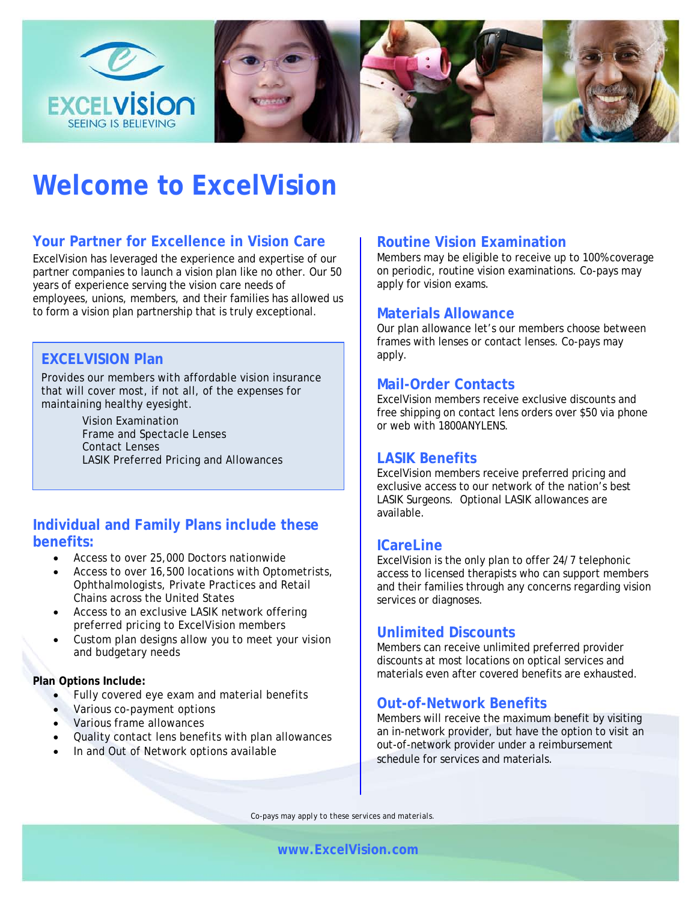EXCELVISION
SEEING IS BELIEVING

# Welcome to ExcelVision

## Your Partner for Excellence in Vision Care

ExcelVision has leveraged the experience and expertise of our partner companies to launch a vision plan like no other. Our 50 years of experience serving the vision care needs of employees, unions, members, and their families has allowed us to form a vision plan partnership that is truly exceptional.

### EXCELVISION Plan

Provides our members with affordable vision insurance that will cover most, if not all, of the expenses for maintaining healthy eyesight.

- Vision Examination
- Frame and Spectacle Lenses
- Contact Lenses
- LASIK Preferred Pricing and Allowances

## Individual and Family Plans include these benefits:

- Access to over 25,000 Doctors nationwide
- Access to over 16,500 locations with Optometrists, Ophthalmologists, Private Practices and Retail Chains across the United States
- Access to an exclusive LASIK network offering preferred pricing to ExcelVision members
- Custom plan designs allow you to meet your vision and budgetary needs

**Plan Options Include:**

- Fully covered eye exam and material benefits
- Various co-payment options
- Various frame allowances
- Quality contact lens benefits with plan allowances
- In and Out of Network options available

## Routine Vision Examination

Members may be eligible to receive up to 100% coverage on periodic, routine vision examinations. Co-pays may apply for vision exams.

## Materials Allowance

Our plan allowance let's our members choose between frames with lenses or contact lenses. Co-pays may apply.

## Mail-Order Contacts

ExcelVision members receive exclusive discounts and free shipping on contact lens orders over $50 via phone or web with 1800ANYLENS.

## LASIK Benefits

ExcelVision members receive preferred pricing and exclusive access to our network of the nation's best LASIK Surgeons. Optional LASIK allowances are available.

## ICareLine

ExcelVision is the only plan to offer 24/7 telephonic access to licensed therapists who can support members and their families through any concerns regarding vision services or diagnoses.

## Unlimited Discounts

Members can receive unlimited preferred provider discounts at most locations on optical services and materials even after covered benefits are exhausted.

## Out-of-Network Benefits

Members will receive the maximum benefit by visiting an in-network provider, but have the option to visit an out-of-network provider under a reimbursement schedule for services and materials.

*Co-pays may apply to these services and materials.*

**www.ExcelVision.com**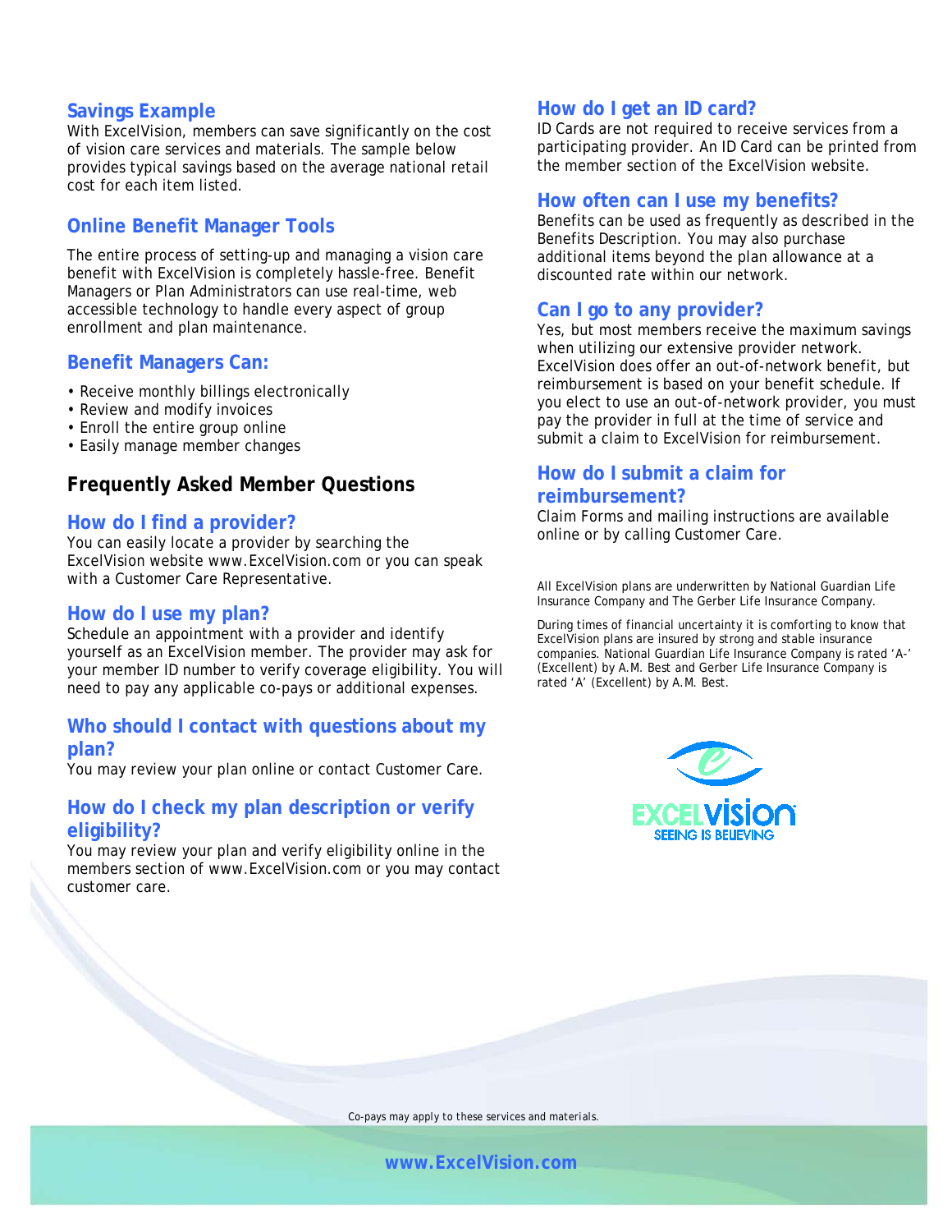## Savings Example

With ExcelVision, members can save significantly on the cost of vision care services and materials. The sample below provides typical savings based on the average national retail cost for each item listed.

## Online Benefit Manager Tools

The entire process of setting-up and managing a vision care benefit with ExcelVision is completely hassle-free. Benefit Managers or Plan Administrators can use real-time, web accessible technology to handle every aspect of group enrollment and plan maintenance.

## Benefit Managers Can:

- Receive monthly billings electronically
- Review and modify invoices
- Enroll the entire group online
- Easily manage member changes

## Frequently Asked Member Questions

### How do I find a provider?

You can easily locate a provider by searching the ExcelVision website www.ExcelVision.com or you can speak with a Customer Care Representative.

### How do I use my plan?

Schedule an appointment with a provider and identify yourself as an ExcelVision member. The provider may ask for your member ID number to verify coverage eligibility. You will need to pay any applicable co-pays or additional expenses.

### Who should I contact with questions about my plan?

You may review your plan online or contact Customer Care.

### How do I check my plan description or verify eligibility?

You may review your plan and verify eligibility online in the members section of www.ExcelVision.com or you may contact customer care.

### How do I get an ID card?

ID Cards are not required to receive services from a participating provider. An ID Card can be printed from the member section of the ExcelVision website.

### How often can I use my benefits?

Benefits can be used as frequently as described in the Benefits Description. You may also purchase additional items beyond the plan allowance at a discounted rate within our network.

### Can I go to any provider?

Yes, but most members receive the maximum savings when utilizing our extensive provider network. ExcelVision does offer an out-of-network benefit, but reimbursement is based on your benefit schedule. If you elect to use an out-of-network provider, you must pay the provider in full at the time of service and submit a claim to ExcelVision for reimbursement.

### How do I submit a claim for reimbursement?

Claim Forms and mailing instructions are available online or by calling Customer Care.

All ExcelVision plans are underwritten by National Guardian Life Insurance Company and The Gerber Life Insurance Company.

During times of financial uncertainty it is comforting to know that ExcelVision plans are insured by strong and stable insurance companies. National Guardian Life Insurance Company is rated 'A-' (Excellent) by A.M. Best and Gerber Life Insurance Company is rated 'A' (Excellent) by A.M. Best.

EXCELVISION
SEEING IS BELIEVING

*Co-pays may apply to these services and materials.*

**www.ExcelVision.com**